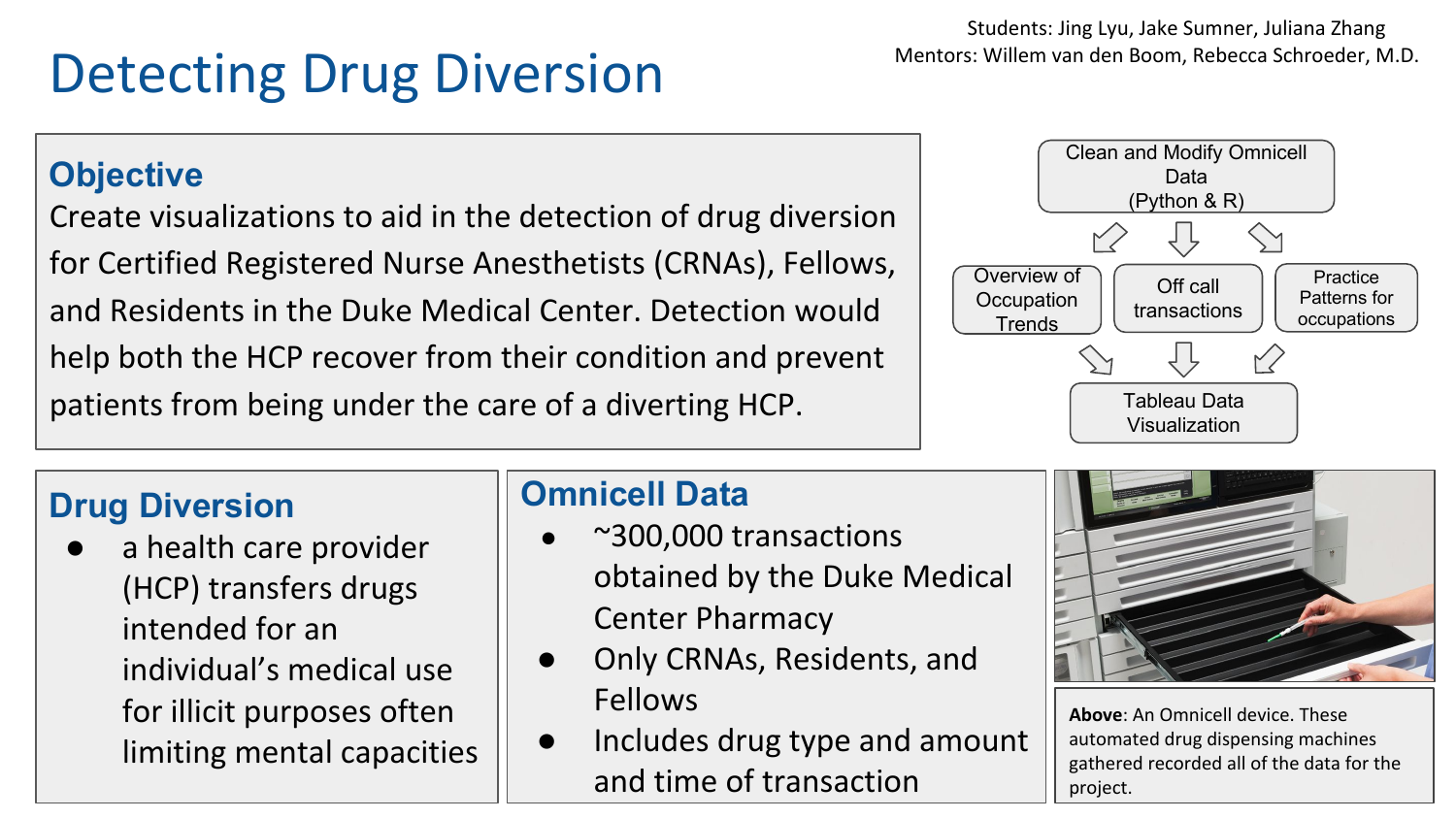# Detecting Drug Diversion

Students: Jing Lyu, Jake Sumner, Juliana Zhang
Mentors: Willem van den Boom, Rebecca Schroeder, M.D.

## Objective

Create visualizations to aid in the detection of drug diversion for Certified Registered Nurse Anesthetists (CRNAs), Fellows, and Residents in the Duke Medical Center. Detection would help both the HCP recover from their condition and prevent patients from being under the care of a diverting HCP.

Clean and Modify Omnicell Data (Python & R)

→ Overview of Occupation Trends
→ Off call transactions
→ Practice Patterns for occupations

→ Tableau Data Visualization

## Drug Diversion

- a health care provider (HCP) transfers drugs intended for an individual's medical use for illicit purposes often limiting mental capacities

## Omnicell Data

- ~300,000 transactions obtained by the Duke Medical Center Pharmacy
- Only CRNAs, Residents, and Fellows
- Includes drug type and amount and time of transaction

**Above**: An Omnicell device. These automated drug dispensing machines gathered recorded all of the data for the project.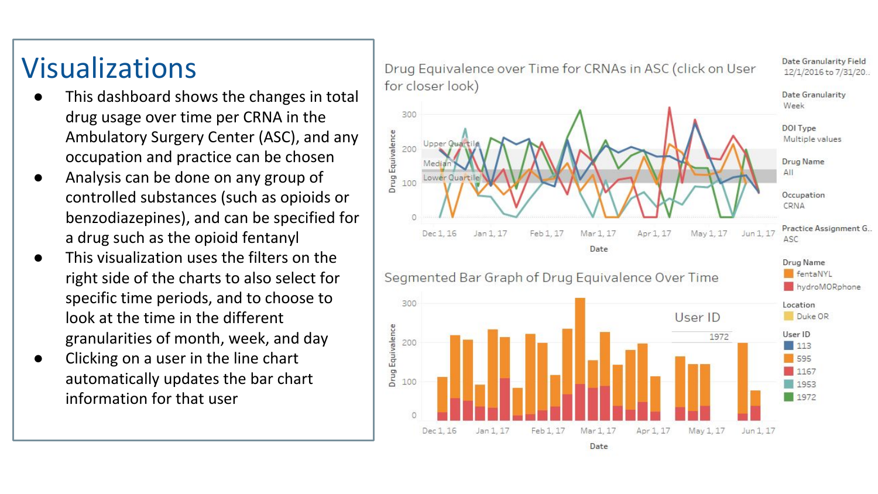# Visualizations

- This dashboard shows the changes in total drug usage over time per CRNA in the Ambulatory Surgery Center (ASC), and any occupation and practice can be chosen
- Analysis can be done on any group of controlled substances (such as opioids or benzodiazepines), and can be specified for a drug such as the opioid fentanyl
- This visualization uses the filters on the right side of the charts to also select for specific time periods, and to choose to look at the time in the different granularities of month, week, and day
- Clicking on a user in the line chart automatically updates the bar chart information for that user

Drug Equivalence over Time for CRNAs in ASC (click on User for closer look)

Segmented Bar Graph of Drug Equivalence Over Time

Date Granularity Field: 12/1/2016 to 7/31/20..

Date Granularity: Week

DOI Type: Multiple values

Drug Name: All

Occupation: CRNA

Practice Assignment G..: ASC

Drug Name: fentaNYL, hydroMORphone

Location: Duke OR

User ID: 113, 595, 1167, 1953, 1972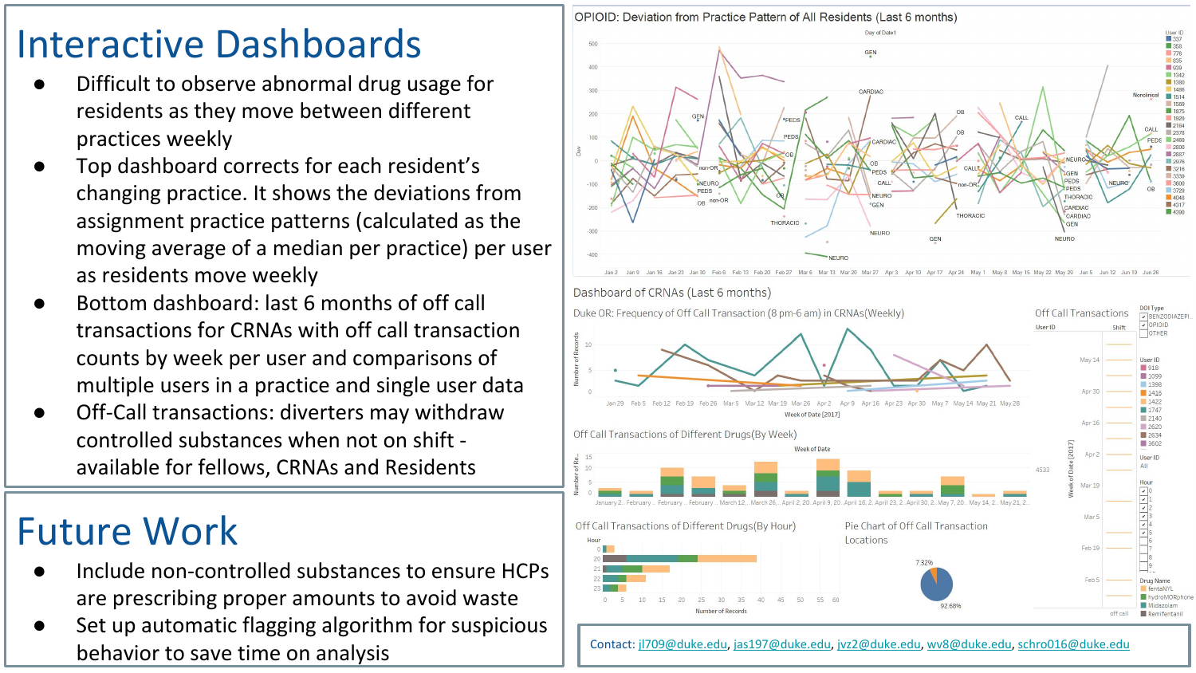# Interactive Dashboards

- Difficult to observe abnormal drug usage for residents as they move between different practices weekly
- Top dashboard corrects for each resident's changing practice. It shows the deviations from assignment practice patterns (calculated as the moving average of a median per practice) per user as residents move weekly
- Bottom dashboard: last 6 months of off call transactions for CRNAs with off call transaction counts by week per user and comparisons of multiple users in a practice and single user data
- Off-Call transactions: diverters may withdraw controlled substances when not on shift - available for fellows, CRNAs and Residents

# Future Work

- Include non-controlled substances to ensure HCPs are prescribing proper amounts to avoid waste
- Set up automatic flagging algorithm for suspicious behavior to save time on analysis

OPIOID: Deviation from Practice Pattern of All Residents (Last 6 months)

Dashboard of CRNAs (Last 6 months)

Duke OR: Frequency of Off Call Transaction (8 pm-6 am) in CRNAs(Weekly)

Off Call Transactions

Off Call Transactions of Different Drugs(By Week)

Off Call Transactions of Different Drugs(By Hour)

Pie Chart of Off Call Transaction Locations

7.32%

92.68%

Drug Name: fentaNYL, hydroMORphone, Midazolam, Remifentanil

Contact: jl709@duke.edu, jas197@duke.edu, jvz2@duke.edu, wv8@duke.edu, schro016@duke.edu